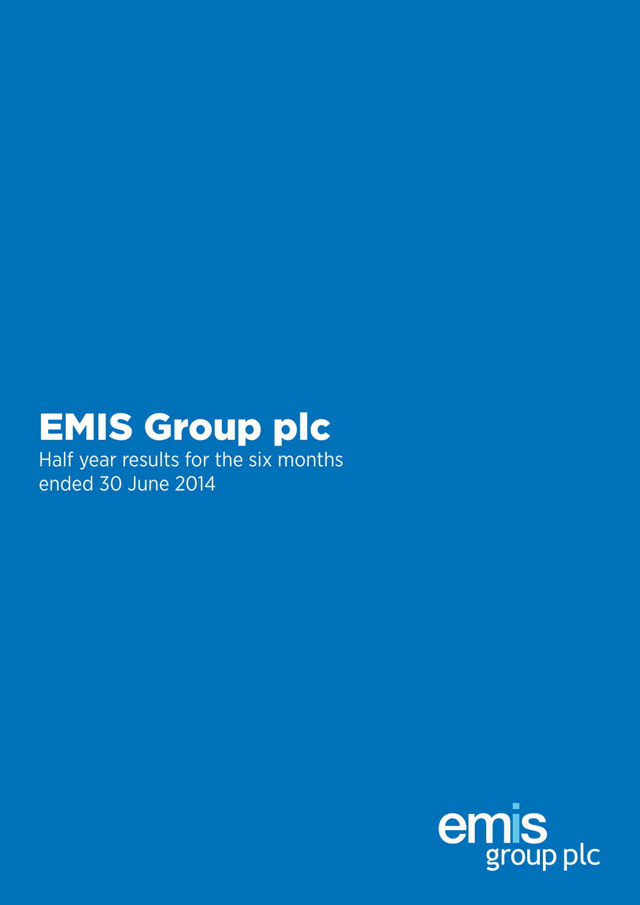# EMIS Group plc

Half year results for the six months ended 30 June 2014

emis group plc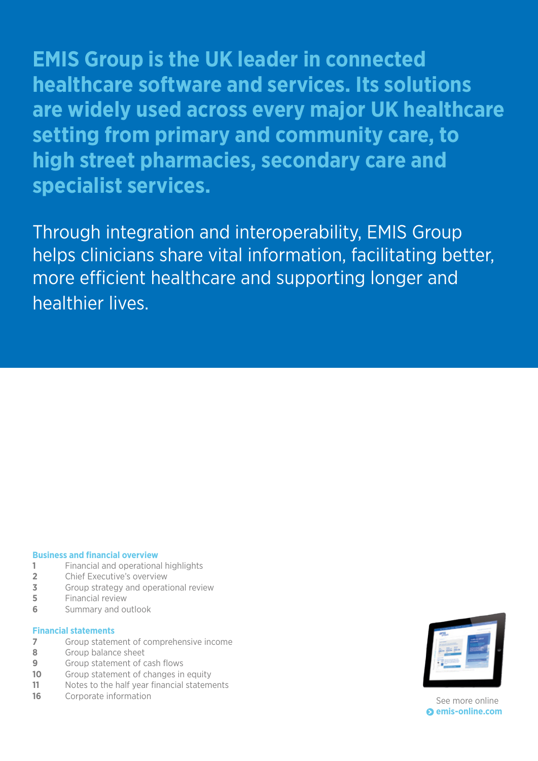**EMIS Group is the UK leader in connected healthcare software and services. Its solutions are widely used across every major UK healthcare setting from primary and community care, to high street pharmacies, secondary care and specialist services.**

Through integration and interoperability, EMIS Group helps clinicians share vital information, facilitating better, more efficient healthcare and supporting longer and healthier lives.

**Business and financial overview**

| | |
|---|---|
| **1** | Financial and operational highlights |
| **2** | Chief Executive's overview |
| **3** | Group strategy and operational review |
| **5** | Financial review |
| **6** | Summary and outlook |

**Financial statements**

| | |
|---|---|
| **7** | Group statement of comprehensive income |
| **8** | Group balance sheet |
| **9** | Group statement of cash flows |
| **10** | Group statement of changes in equity |
| **11** | Notes to the half year financial statements |
| **16** | Corporate information |

See more online
**emis-online.com**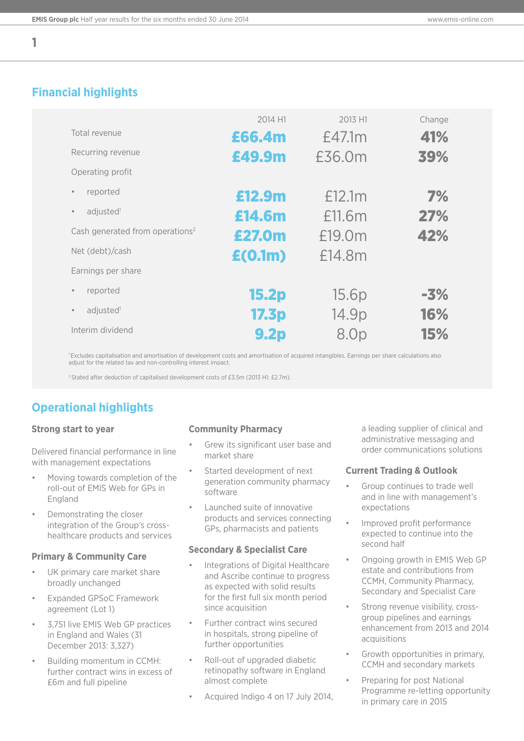## Financial highlights

| | 2014 H1 | 2013 H1 | Change |
|---|---|---|---|
| Total revenue | **£66.4m** | £47.1m | **41%** |
| Recurring revenue | **£49.9m** | £36.0m | **39%** |
| Operating profit | | | |
| • reported | **£12.9m** | £12.1m | **7%** |
| • adjusted[1] | **£14.6m** | £11.6m | **27%** |
| Cash generated from operations[2] | **£27.0m** | £19.0m | **42%** |
| Net (debt)/cash | **£(0.1m)** | £14.8m | |
| Earnings per share | | | |
| • reported | **15.2p** | 15.6p | **-3%** |
| • adjusted[1] | **17.3p** | 14.9p | **16%** |
| Interim dividend | **9.2p** | 8.0p | **15%** |

[1] Excludes capitalisation and amortisation of development costs and amortisation of acquired intangibles. Earnings per share calculations also adjust for the related tax and non-controlling interest impact.

[2] Stated after deduction of capitalised development costs of £3.5m (2013 H1: £2.7m).

## Operational highlights

### Strong start to year

Delivered financial performance in line with management expectations

- Moving towards completion of the roll-out of EMIS Web for GPs in England
- Demonstrating the closer integration of the Group's cross-healthcare products and services

### Primary & Community Care

- UK primary care market share broadly unchanged
- Expanded GPSoC Framework agreement (Lot 1)
- 3,751 live EMIS Web GP practices in England and Wales (31 December 2013: 3,327)
- Building momentum in CCMH: further contract wins in excess of £6m and full pipeline

### Community Pharmacy

- Grew its significant user base and market share
- Started development of next generation community pharmacy software
- Launched suite of innovative products and services connecting GPs, pharmacists and patients

### Secondary & Specialist Care

- Integrations of Digital Healthcare and Ascribe continue to progress as expected with solid results for the first full six month period since acquisition
- Further contract wins secured in hospitals, strong pipeline of further opportunities
- Roll-out of upgraded diabetic retinopathy software in England almost complete
- Acquired Indigo 4 on 17 July 2014, a leading supplier of clinical and administrative messaging and order communications solutions

### Current Trading & Outlook

- Group continues to trade well and in line with management's expectations
- Improved profit performance expected to continue into the second half
- Ongoing growth in EMIS Web GP estate and contributions from CCMH, Community Pharmacy, Secondary and Specialist Care
- Strong revenue visibility, cross-group pipelines and earnings enhancement from 2013 and 2014 acquisitions
- Growth opportunities in primary, CCMH and secondary markets
- Preparing for post National Programme re-letting opportunity in primary care in 2015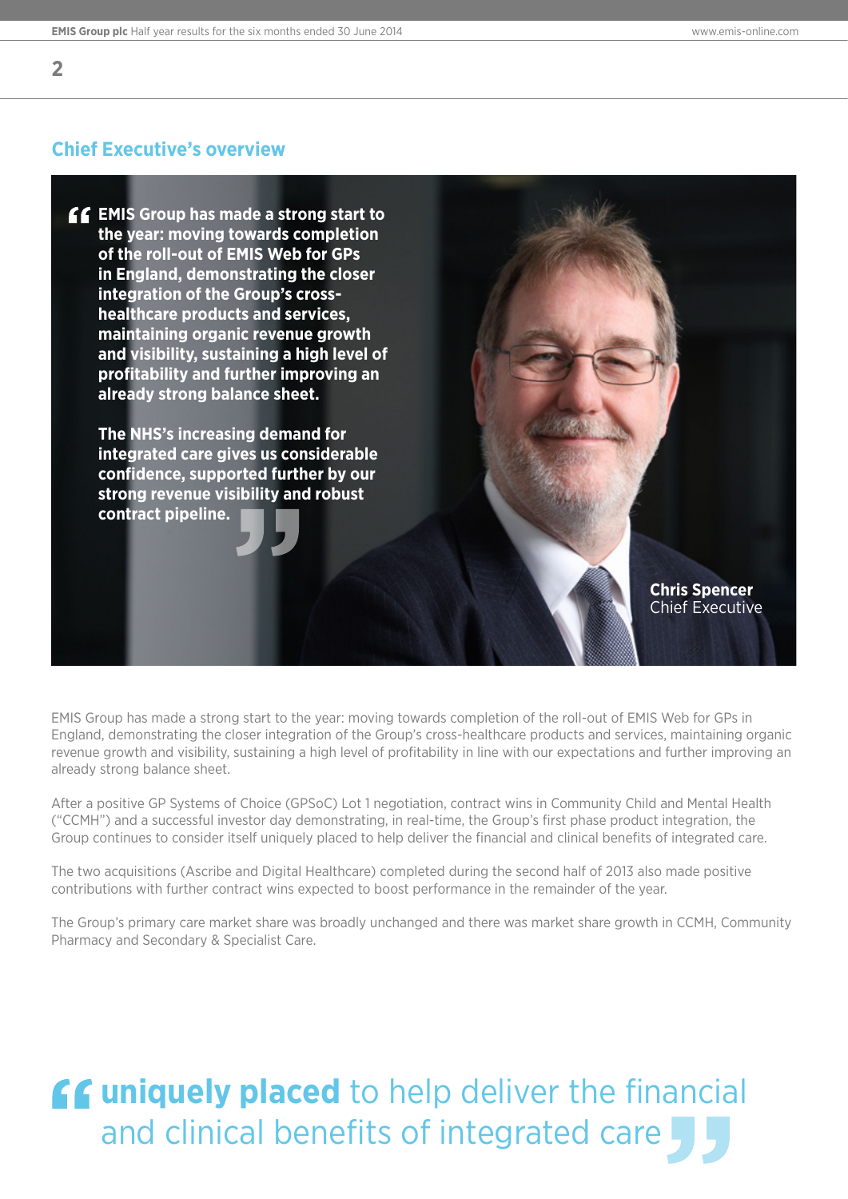## Chief Executive's overview

> **EMIS Group has made a strong start to the year: moving towards completion of the roll-out of EMIS Web for GPs in England, demonstrating the closer integration of the Group's cross-healthcare products and services, maintaining organic revenue growth and visibility, sustaining a high level of profitability and further improving an already strong balance sheet.**
>
> **The NHS's increasing demand for integrated care gives us considerable confidence, supported further by our strong revenue visibility and robust contract pipeline.**

**Chris Spencer**
Chief Executive

EMIS Group has made a strong start to the year: moving towards completion of the roll-out of EMIS Web for GPs in England, demonstrating the closer integration of the Group's cross-healthcare products and services, maintaining organic revenue growth and visibility, sustaining a high level of profitability in line with our expectations and further improving an already strong balance sheet.

After a positive GP Systems of Choice (GPSoC) Lot 1 negotiation, contract wins in Community Child and Mental Health ("CCMH") and a successful investor day demonstrating, in real-time, the Group's first phase product integration, the Group continues to consider itself uniquely placed to help deliver the financial and clinical benefits of integrated care.

The two acquisitions (Ascribe and Digital Healthcare) completed during the second half of 2013 also made positive contributions with further contract wins expected to boost performance in the remainder of the year.

The Group's primary care market share was broadly unchanged and there was market share growth in CCMH, Community Pharmacy and Secondary & Specialist Care.

> **uniquely placed** to help deliver the financial and clinical benefits of integrated care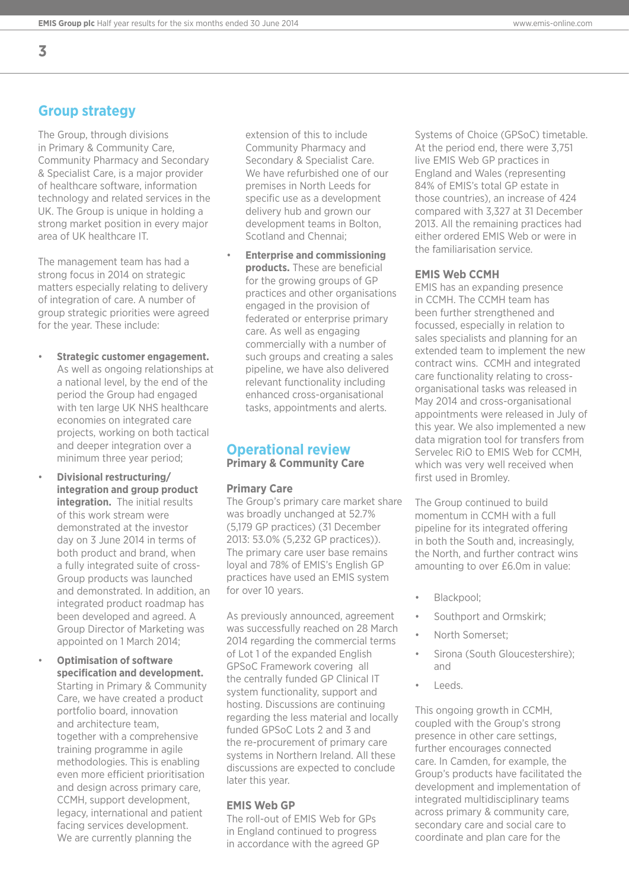## Group strategy

The Group, through divisions in Primary & Community Care, Community Pharmacy and Secondary & Specialist Care, is a major provider of healthcare software, information technology and related services in the UK. The Group is unique in holding a strong market position in every major area of UK healthcare IT.

The management team has had a strong focus in 2014 on strategic matters especially relating to delivery of integration of care. A number of group strategic priorities were agreed for the year. These include:

- **Strategic customer engagement.** As well as ongoing relationships at a national level, by the end of the period the Group had engaged with ten large UK NHS healthcare economies on integrated care projects, working on both tactical and deeper integration over a minimum three year period;
- **Divisional restructuring/ integration and group product integration.** The initial results of this work stream were demonstrated at the investor day on 3 June 2014 in terms of both product and brand, when a fully integrated suite of cross-Group products was launched and demonstrated. In addition, an integrated product roadmap has been developed and agreed. A Group Director of Marketing was appointed on 1 March 2014;
- **Optimisation of software specification and development.** Starting in Primary & Community Care, we have created a product portfolio board, innovation and architecture team, together with a comprehensive training programme in agile methodologies. This is enabling even more efficient prioritisation and design across primary care, CCMH, support development, legacy, international and patient facing services development. We are currently planning the extension of this to include Community Pharmacy and Secondary & Specialist Care. We have refurbished one of our premises in North Leeds for specific use as a development delivery hub and grown our development teams in Bolton, Scotland and Chennai;
- **Enterprise and commissioning products.** These are beneficial for the growing groups of GP practices and other organisations engaged in the provision of federated or enterprise primary care. As well as engaging commercially with a number of such groups and creating a sales pipeline, we have also delivered relevant functionality including enhanced cross-organisational tasks, appointments and alerts.

## Operational review

### Primary & Community Care

#### Primary Care

The Group's primary care market share was broadly unchanged at 52.7% (5,179 GP practices) (31 December 2013: 53.0% (5,232 GP practices)). The primary care user base remains loyal and 78% of EMIS's English GP practices have used an EMIS system for over 10 years.

As previously announced, agreement was successfully reached on 28 March 2014 regarding the commercial terms of Lot 1 of the expanded English GPSoC Framework covering all the centrally funded GP Clinical IT system functionality, support and hosting. Discussions are continuing regarding the less material and locally funded GPSoC Lots 2 and 3 and the re-procurement of primary care systems in Northern Ireland. All these discussions are expected to conclude later this year.

#### EMIS Web GP

The roll-out of EMIS Web for GPs in England continued to progress in accordance with the agreed GP Systems of Choice (GPSoC) timetable. At the period end, there were 3,751 live EMIS Web GP practices in England and Wales (representing 84% of EMIS's total GP estate in those countries), an increase of 424 compared with 3,327 at 31 December 2013. All the remaining practices had either ordered EMIS Web or were in the familiarisation service.

#### EMIS Web CCMH

EMIS has an expanding presence in CCMH. The CCMH team has been further strengthened and focussed, especially in relation to sales specialists and planning for an extended team to implement the new contract wins. CCMH and integrated care functionality relating to cross-organisational tasks was released in May 2014 and cross-organisational appointments were released in July of this year. We also implemented a new data migration tool for transfers from Servelec RiO to EMIS Web for CCMH, which was very well received when first used in Bromley.

The Group continued to build momentum in CCMH with a full pipeline for its integrated offering in both the South and, increasingly, the North, and further contract wins amounting to over £6.0m in value:

- Blackpool;
- Southport and Ormskirk;
- North Somerset;
- Sirona (South Gloucestershire); and
- Leeds.

This ongoing growth in CCMH, coupled with the Group's strong presence in other care settings, further encourages connected care. In Camden, for example, the Group's products have facilitated the development and implementation of integrated multidisciplinary teams across primary & community care, secondary care and social care to coordinate and plan care for the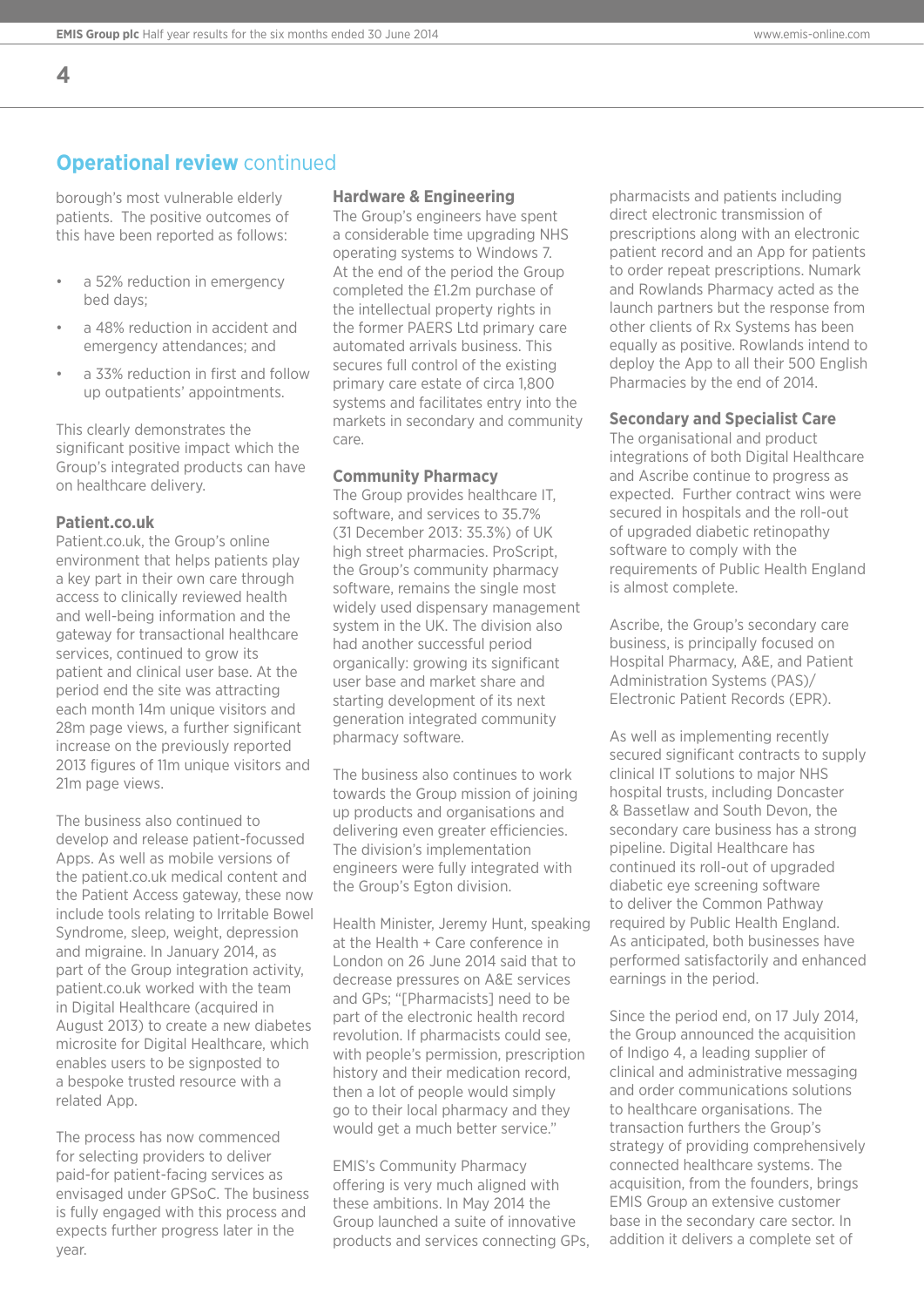## Operational review continued

borough's most vulnerable elderly patients. The positive outcomes of this have been reported as follows:

- a 52% reduction in emergency bed days;
- a 48% reduction in accident and emergency attendances; and
- a 33% reduction in first and follow up outpatients' appointments.

This clearly demonstrates the significant positive impact which the Group's integrated products can have on healthcare delivery.

### Patient.co.uk

Patient.co.uk, the Group's online environment that helps patients play a key part in their own care through access to clinically reviewed health and well-being information and the gateway for transactional healthcare services, continued to grow its patient and clinical user base. At the period end the site was attracting each month 14m unique visitors and 28m page views, a further significant increase on the previously reported 2013 figures of 11m unique visitors and 21m page views.

The business also continued to develop and release patient-focussed Apps. As well as mobile versions of the patient.co.uk medical content and the Patient Access gateway, these now include tools relating to Irritable Bowel Syndrome, sleep, weight, depression and migraine. In January 2014, as part of the Group integration activity, patient.co.uk worked with the team in Digital Healthcare (acquired in August 2013) to create a new diabetes microsite for Digital Healthcare, which enables users to be signposted to a bespoke trusted resource with a related App.

The process has now commenced for selecting providers to deliver paid-for patient-facing services as envisaged under GPSoC. The business is fully engaged with this process and expects further progress later in the year.

### Hardware & Engineering

The Group's engineers have spent a considerable time upgrading NHS operating systems to Windows 7. At the end of the period the Group completed the £1.2m purchase of the intellectual property rights in the former PAERS Ltd primary care automated arrivals business. This secures full control of the existing primary care estate of circa 1,800 systems and facilitates entry into the markets in secondary and community care.

### Community Pharmacy

The Group provides healthcare IT, software, and services to 35.7% (31 December 2013: 35.3%) of UK high street pharmacies. ProScript, the Group's community pharmacy software, remains the single most widely used dispensary management system in the UK. The division also had another successful period organically: growing its significant user base and market share and starting development of its next generation integrated community pharmacy software.

The business also continues to work towards the Group mission of joining up products and organisations and delivering even greater efficiencies. The division's implementation engineers were fully integrated with the Group's Egton division.

Health Minister, Jeremy Hunt, speaking at the Health + Care conference in London on 26 June 2014 said that to decrease pressures on A&E services and GPs; "[Pharmacists] need to be part of the electronic health record revolution. If pharmacists could see, with people's permission, prescription history and their medication record, then a lot of people would simply go to their local pharmacy and they would get a much better service."

EMIS's Community Pharmacy offering is very much aligned with these ambitions. In May 2014 the Group launched a suite of innovative products and services connecting GPs, pharmacists and patients including direct electronic transmission of prescriptions along with an electronic patient record and an App for patients to order repeat prescriptions. Numark and Rowlands Pharmacy acted as the launch partners but the response from other clients of Rx Systems has been equally as positive. Rowlands intend to deploy the App to all their 500 English Pharmacies by the end of 2014.

### Secondary and Specialist Care

The organisational and product integrations of both Digital Healthcare and Ascribe continue to progress as expected. Further contract wins were secured in hospitals and the roll-out of upgraded diabetic retinopathy software to comply with the requirements of Public Health England is almost complete.

Ascribe, the Group's secondary care business, is principally focused on Hospital Pharmacy, A&E, and Patient Administration Systems (PAS)/ Electronic Patient Records (EPR).

As well as implementing recently secured significant contracts to supply clinical IT solutions to major NHS hospital trusts, including Doncaster & Bassetlaw and South Devon, the secondary care business has a strong pipeline. Digital Healthcare has continued its roll-out of upgraded diabetic eye screening software to deliver the Common Pathway required by Public Health England. As anticipated, both businesses have performed satisfactorily and enhanced earnings in the period.

Since the period end, on 17 July 2014, the Group announced the acquisition of Indigo 4, a leading supplier of clinical and administrative messaging and order communications solutions to healthcare organisations. The transaction furthers the Group's strategy of providing comprehensively connected healthcare systems. The acquisition, from the founders, brings EMIS Group an extensive customer base in the secondary care sector. In addition it delivers a complete set of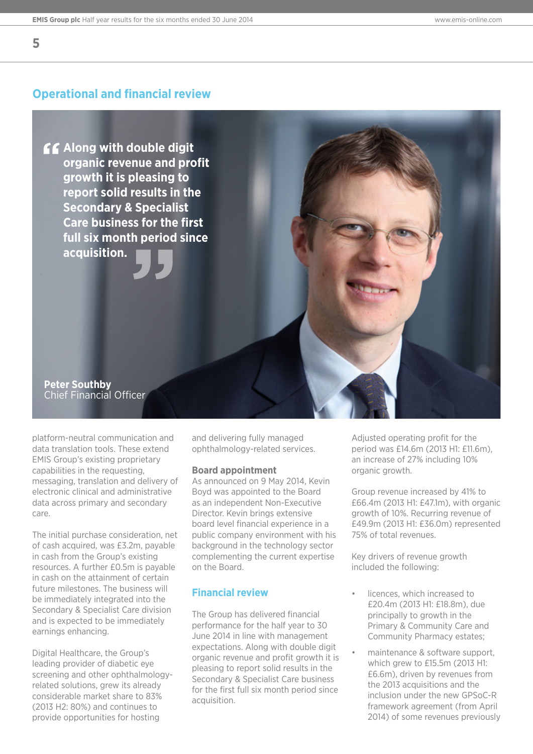## Operational and financial review

> "Along with double digit organic revenue and profit growth it is pleasing to report solid results in the Secondary & Specialist Care business for the first full six month period since acquisition."

**Peter Southby**
Chief Financial Officer

platform-neutral communication and data translation tools. These extend EMIS Group's existing proprietary capabilities in the requesting, messaging, translation and delivery of electronic clinical and administrative data across primary and secondary care.

The initial purchase consideration, net of cash acquired, was £3.2m, payable in cash from the Group's existing resources. A further £0.5m is payable in cash on the attainment of certain future milestones. The business will be immediately integrated into the Secondary & Specialist Care division and is expected to be immediately earnings enhancing.

Digital Healthcare, the Group's leading provider of diabetic eye screening and other ophthalmology-related solutions, grew its already considerable market share to 83% (2013 H2: 80%) and continues to provide opportunities for hosting and delivering fully managed ophthalmology-related services.

**Board appointment**

As announced on 9 May 2014, Kevin Boyd was appointed to the Board as an independent Non-Executive Director. Kevin brings extensive board level financial experience in a public company environment with his background in the technology sector complementing the current expertise on the Board.

### Financial review

The Group has delivered financial performance for the half year to 30 June 2014 in line with management expectations. Along with double digit organic revenue and profit growth it is pleasing to report solid results in the Secondary & Specialist Care business for the first full six month period since acquisition.

Adjusted operating profit for the period was £14.6m (2013 H1: £11.6m), an increase of 27% including 10% organic growth.

Group revenue increased by 41% to £66.4m (2013 H1: £47.1m), with organic growth of 10%. Recurring revenue of £49.9m (2013 H1: £36.0m) represented 75% of total revenues.

Key drivers of revenue growth included the following:

- licences, which increased to £20.4m (2013 H1: £18.8m), due principally to growth in the Primary & Community Care and Community Pharmacy estates;
- maintenance & software support, which grew to £15.5m (2013 H1: £6.6m), driven by revenues from the 2013 acquisitions and the inclusion under the new GPSoC-R framework agreement (from April 2014) of some revenues previously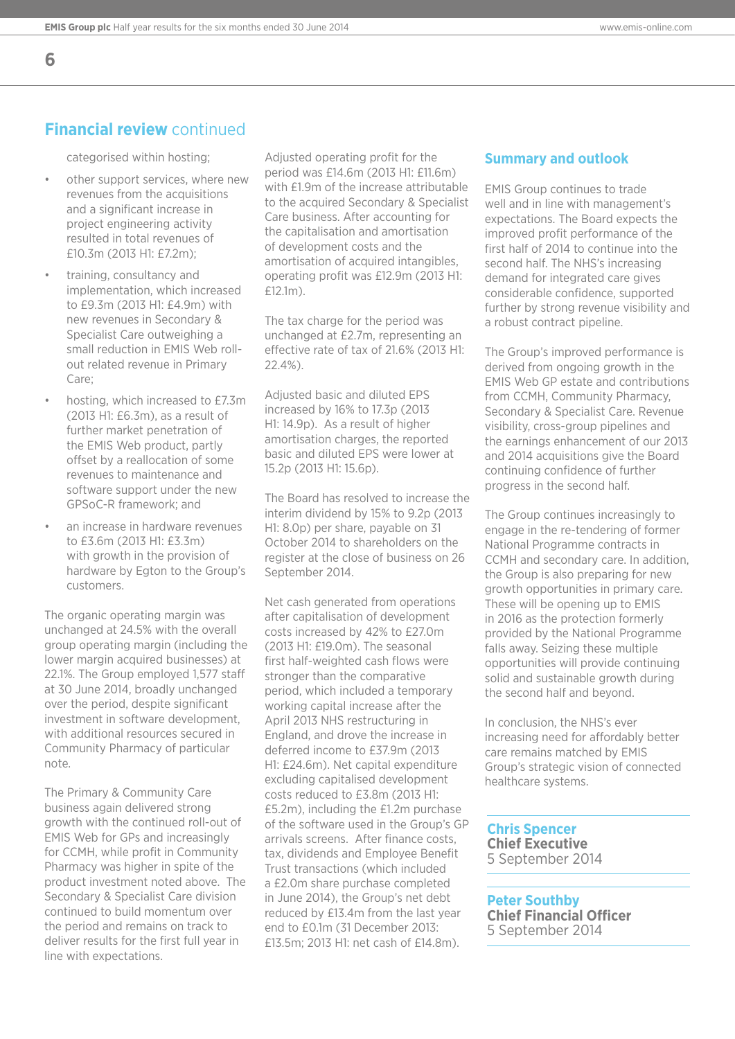## Financial review continued

categorised within hosting;

- other support services, where new revenues from the acquisitions and a significant increase in project engineering activity resulted in total revenues of £10.3m (2013 H1: £7.2m);
- training, consultancy and implementation, which increased to £9.3m (2013 H1: £4.9m) with new revenues in Secondary & Specialist Care outweighing a small reduction in EMIS Web roll-out related revenue in Primary Care;
- hosting, which increased to £7.3m (2013 H1: £6.3m), as a result of further market penetration of the EMIS Web product, partly offset by a reallocation of some revenues to maintenance and software support under the new GPSoC-R framework; and
- an increase in hardware revenues to £3.6m (2013 H1: £3.3m) with growth in the provision of hardware by Egton to the Group's customers.

The organic operating margin was unchanged at 24.5% with the overall group operating margin (including the lower margin acquired businesses) at 22.1%. The Group employed 1,577 staff at 30 June 2014, broadly unchanged over the period, despite significant investment in software development, with additional resources secured in Community Pharmacy of particular note.

The Primary & Community Care business again delivered strong growth with the continued roll-out of EMIS Web for GPs and increasingly for CCMH, while profit in Community Pharmacy was higher in spite of the product investment noted above. The Secondary & Specialist Care division continued to build momentum over the period and remains on track to deliver results for the first full year in line with expectations.

Adjusted operating profit for the period was £14.6m (2013 H1: £11.6m) with £1.9m of the increase attributable to the acquired Secondary & Specialist Care business. After accounting for the capitalisation and amortisation of development costs and the amortisation of acquired intangibles, operating profit was £12.9m (2013 H1: £12.1m).

The tax charge for the period was unchanged at £2.7m, representing an effective rate of tax of 21.6% (2013 H1: 22.4%).

Adjusted basic and diluted EPS increased by 16% to 17.3p (2013 H1: 14.9p). As a result of higher amortisation charges, the reported basic and diluted EPS were lower at 15.2p (2013 H1: 15.6p).

The Board has resolved to increase the interim dividend by 15% to 9.2p (2013 H1: 8.0p) per share, payable on 31 October 2014 to shareholders on the register at the close of business on 26 September 2014.

Net cash generated from operations after capitalisation of development costs increased by 42% to £27.0m (2013 H1: £19.0m). The seasonal first half-weighted cash flows were stronger than the comparative period, which included a temporary working capital increase after the April 2013 NHS restructuring in England, and drove the increase in deferred income to £37.9m (2013 H1: £24.6m). Net capital expenditure excluding capitalised development costs reduced to £3.8m (2013 H1: £5.2m), including the £1.2m purchase of the software used in the Group's GP arrivals screens. After finance costs, tax, dividends and Employee Benefit Trust transactions (which included a £2.0m share purchase completed in June 2014), the Group's net debt reduced by £13.4m from the last year end to £0.1m (31 December 2013: £13.5m; 2013 H1: net cash of £14.8m).

### Summary and outlook

EMIS Group continues to trade well and in line with management's expectations. The Board expects the improved profit performance of the first half of 2014 to continue into the second half. The NHS's increasing demand for integrated care gives considerable confidence, supported further by strong revenue visibility and a robust contract pipeline.

The Group's improved performance is derived from ongoing growth in the EMIS Web GP estate and contributions from CCMH, Community Pharmacy, Secondary & Specialist Care. Revenue visibility, cross-group pipelines and the earnings enhancement of our 2013 and 2014 acquisitions give the Board continuing confidence of further progress in the second half.

The Group continues increasingly to engage in the re-tendering of former National Programme contracts in CCMH and secondary care. In addition, the Group is also preparing for new growth opportunities in primary care. These will be opening up to EMIS in 2016 as the protection formerly provided by the National Programme falls away. Seizing these multiple opportunities will provide continuing solid and sustainable growth during the second half and beyond.

In conclusion, the NHS's ever increasing need for affordably better care remains matched by EMIS Group's strategic vision of connected healthcare systems.

**Chris Spencer**
**Chief Executive**
5 September 2014

**Peter Southby**
**Chief Financial Officer**
5 September 2014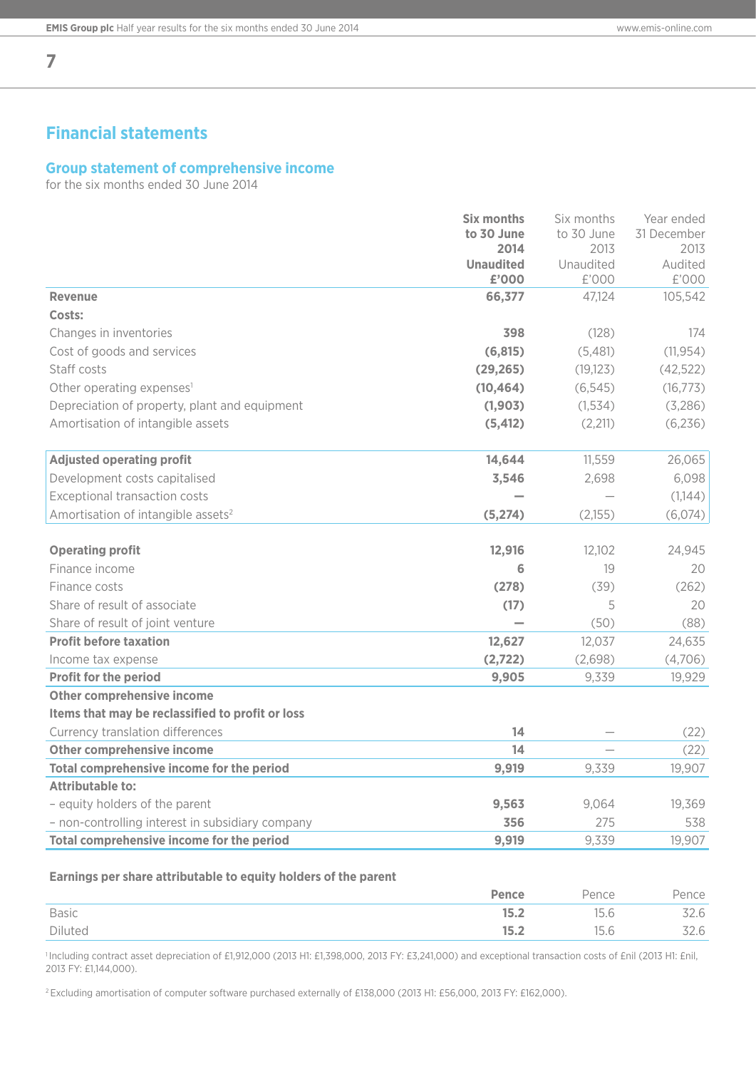## Financial statements

### Group statement of comprehensive income

for the six months ended 30 June 2014

| | **Six months to 30 June 2014 Unaudited £'000** | Six months to 30 June 2013 Unaudited £'000 | Year ended 31 December 2013 Audited £'000 |
|---|---|---|---|
| **Revenue** | **66,377** | 47,124 | 105,542 |
| **Costs:** | | | |
| Changes in inventories | **398** | (128) | 174 |
| Cost of goods and services | **(6,815)** | (5,481) | (11,954) |
| Staff costs | **(29,265)** | (19,123) | (42,522) |
| Other operating expenses[1] | **(10,464)** | (6,545) | (16,773) |
| Depreciation of property, plant and equipment | **(1,903)** | (1,534) | (3,286) |
| Amortisation of intangible assets | **(5,412)** | (2,211) | (6,236) |
| **Adjusted operating profit** | **14,644** | 11,559 | 26,065 |
| Development costs capitalised | **3,546** | 2,698 | 6,098 |
| Exceptional transaction costs | **–** | – | (1,144) |
| Amortisation of intangible assets[2] | **(5,274)** | (2,155) | (6,074) |
| **Operating profit** | **12,916** | 12,102 | 24,945 |
| Finance income | **6** | 19 | 20 |
| Finance costs | **(278)** | (39) | (262) |
| Share of result of associate | **(17)** | 5 | 20 |
| Share of result of joint venture | **–** | (50) | (88) |
| **Profit before taxation** | **12,627** | 12,037 | 24,635 |
| Income tax expense | **(2,722)** | (2,698) | (4,706) |
| **Profit for the period** | **9,905** | 9,339 | 19,929 |
| **Other comprehensive income** | | | |
| **Items that may be reclassified to profit or loss** | | | |
| Currency translation differences | **14** | – | (22) |
| **Other comprehensive income** | **14** | – | (22) |
| **Total comprehensive income for the period** | **9,919** | 9,339 | 19,907 |
| **Attributable to:** | | | |
| – equity holders of the parent | **9,563** | 9,064 | 19,369 |
| – non-controlling interest in subsidiary company | **356** | 275 | 538 |
| **Total comprehensive income for the period** | **9,919** | 9,339 | 19,907 |

**Earnings per share attributable to equity holders of the parent**

| | **Pence** | Pence | Pence |
|---|---|---|---|
| Basic | **15.2** | 15.6 | 32.6 |
| Diluted | **15.2** | 15.6 | 32.6 |

[1] Including contract asset depreciation of £1,912,000 (2013 H1: £1,398,000, 2013 FY: £3,241,000) and exceptional transaction costs of £nil (2013 H1: £nil, 2013 FY: £1,144,000).

[2] Excluding amortisation of computer software purchased externally of £138,000 (2013 H1: £56,000, 2013 FY: £162,000).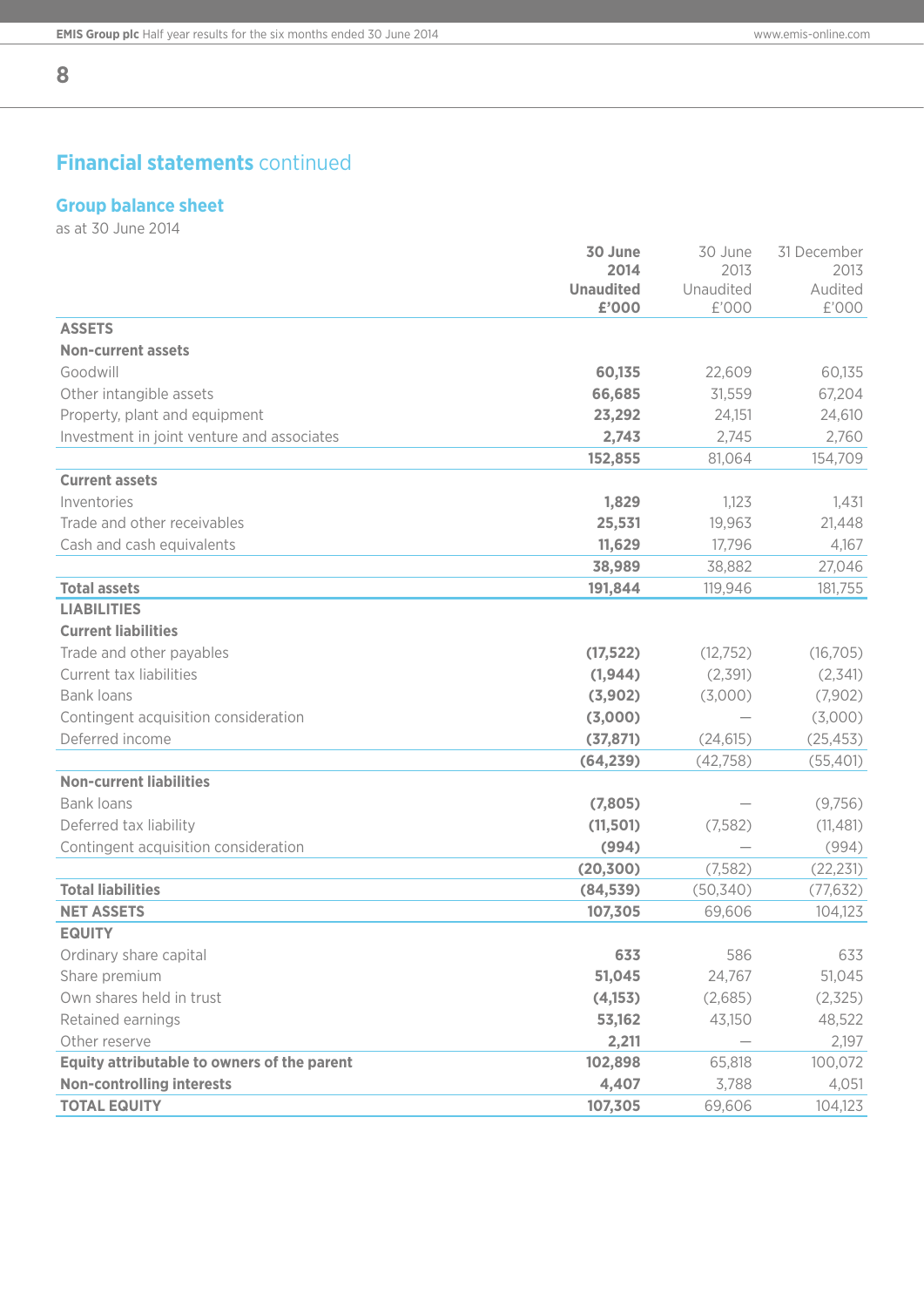## Financial statements continued

### Group balance sheet

as at 30 June 2014

| | 30 June 2014 Unaudited £'000 | 30 June 2013 Unaudited £'000 | 31 December 2013 Audited £'000 |
|---|---|---|---|
| **ASSETS** | | | |
| **Non-current assets** | | | |
| Goodwill | **60,135** | 22,609 | 60,135 |
| Other intangible assets | **66,685** | 31,559 | 67,204 |
| Property, plant and equipment | **23,292** | 24,151 | 24,610 |
| Investment in joint venture and associates | **2,743** | 2,745 | 2,760 |
| | **152,855** | 81,064 | 154,709 |
| **Current assets** | | | |
| Inventories | **1,829** | 1,123 | 1,431 |
| Trade and other receivables | **25,531** | 19,963 | 21,448 |
| Cash and cash equivalents | **11,629** | 17,796 | 4,167 |
| | **38,989** | 38,882 | 27,046 |
| **Total assets** | **191,844** | 119,946 | 181,755 |
| **LIABILITIES** | | | |
| **Current liabilities** | | | |
| Trade and other payables | **(17,522)** | (12,752) | (16,705) |
| Current tax liabilities | **(1,944)** | (2,391) | (2,341) |
| Bank loans | **(3,902)** | (3,000) | (7,902) |
| Contingent acquisition consideration | **(3,000)** | — | (3,000) |
| Deferred income | **(37,871)** | (24,615) | (25,453) |
| | **(64,239)** | (42,758) | (55,401) |
| **Non-current liabilities** | | | |
| Bank loans | **(7,805)** | — | (9,756) |
| Deferred tax liability | **(11,501)** | (7,582) | (11,481) |
| Contingent acquisition consideration | **(994)** | — | (994) |
| | **(20,300)** | (7,582) | (22,231) |
| **Total liabilities** | **(84,539)** | (50,340) | (77,632) |
| **NET ASSETS** | **107,305** | 69,606 | 104,123 |
| **EQUITY** | | | |
| Ordinary share capital | **633** | 586 | 633 |
| Share premium | **51,045** | 24,767 | 51,045 |
| Own shares held in trust | **(4,153)** | (2,685) | (2,325) |
| Retained earnings | **53,162** | 43,150 | 48,522 |
| Other reserve | **2,211** | — | 2,197 |
| **Equity attributable to owners of the parent** | **102,898** | 65,818 | 100,072 |
| **Non-controlling interests** | **4,407** | 3,788 | 4,051 |
| **TOTAL EQUITY** | **107,305** | 69,606 | 104,123 |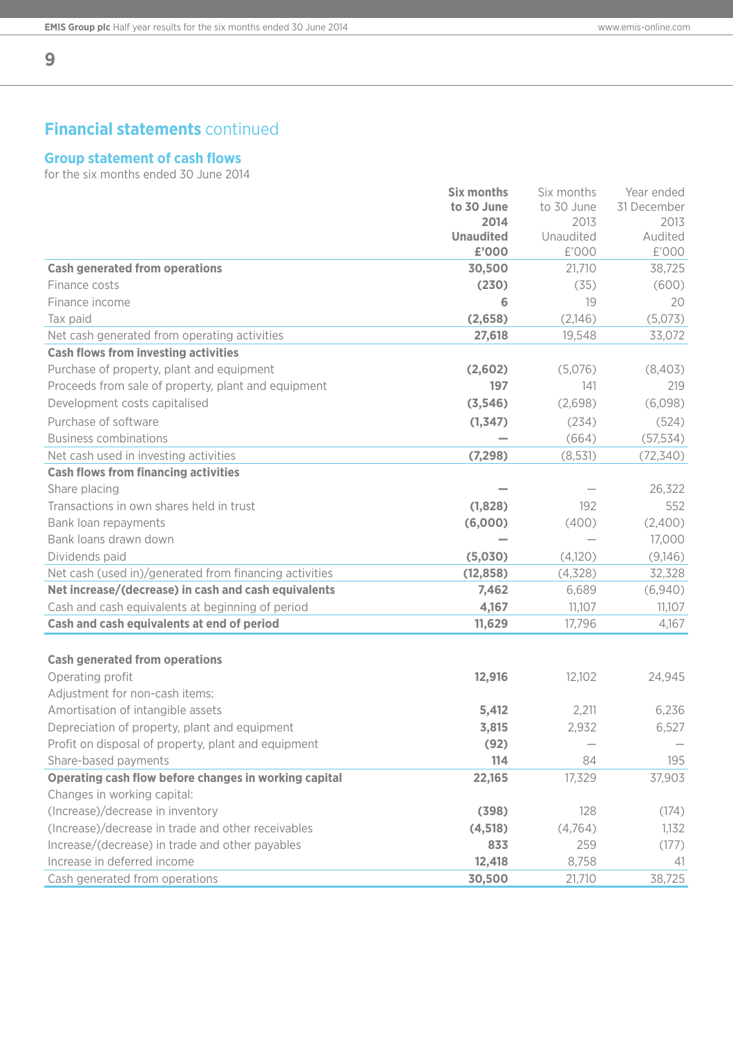## Financial statements continued

### Group statement of cash flows

for the six months ended 30 June 2014

| | **Six months to 30 June 2014 Unaudited £'000** | Six months to 30 June 2013 Unaudited £'000 | Year ended 31 December 2013 Audited £'000 |
|---|---|---|---|
| **Cash generated from operations** | **30,500** | 21,710 | 38,725 |
| Finance costs | **(230)** | (35) | (600) |
| Finance income | **6** | 19 | 20 |
| Tax paid | **(2,658)** | (2,146) | (5,073) |
| Net cash generated from operating activities | **27,618** | 19,548 | 33,072 |
| **Cash flows from investing activities** | | | |
| Purchase of property, plant and equipment | **(2,602)** | (5,076) | (8,403) |
| Proceeds from sale of property, plant and equipment | **197** | 141 | 219 |
| Development costs capitalised | **(3,546)** | (2,698) | (6,098) |
| Purchase of software | **(1,347)** | (234) | (524) |
| Business combinations | **—** | (664) | (57,534) |
| Net cash used in investing activities | **(7,298)** | (8,531) | (72,340) |
| **Cash flows from financing activities** | | | |
| Share placing | **—** | — | 26,322 |
| Transactions in own shares held in trust | **(1,828)** | 192 | 552 |
| Bank loan repayments | **(6,000)** | (400) | (2,400) |
| Bank loans drawn down | **—** | — | 17,000 |
| Dividends paid | **(5,030)** | (4,120) | (9,146) |
| Net cash (used in)/generated from financing activities | **(12,858)** | (4,328) | 32,328 |
| **Net increase/(decrease) in cash and cash equivalents** | **7,462** | 6,689 | (6,940) |
| Cash and cash equivalents at beginning of period | **4,167** | 11,107 | 11,107 |
| **Cash and cash equivalents at end of period** | **11,629** | 17,796 | 4,167 |

| | **Six months to 30 June 2014 Unaudited £'000** | Six months to 30 June 2013 Unaudited £'000 | Year ended 31 December 2013 Audited £'000 |
|---|---|---|---|
| **Cash generated from operations** | | | |
| Operating profit | **12,916** | 12,102 | 24,945 |
| Adjustment for non-cash items: | | | |
| Amortisation of intangible assets | **5,412** | 2,211 | 6,236 |
| Depreciation of property, plant and equipment | **3,815** | 2,932 | 6,527 |
| Profit on disposal of property, plant and equipment | **(92)** | — | — |
| Share-based payments | **114** | 84 | 195 |
| **Operating cash flow before changes in working capital** | **22,165** | 17,329 | 37,903 |
| Changes in working capital: | | | |
| (Increase)/decrease in inventory | **(398)** | 128 | (174) |
| (Increase)/decrease in trade and other receivables | **(4,518)** | (4,764) | 1,132 |
| Increase/(decrease) in trade and other payables | **833** | 259 | (177) |
| Increase in deferred income | **12,418** | 8,758 | 41 |
| Cash generated from operations | **30,500** | 21,710 | 38,725 |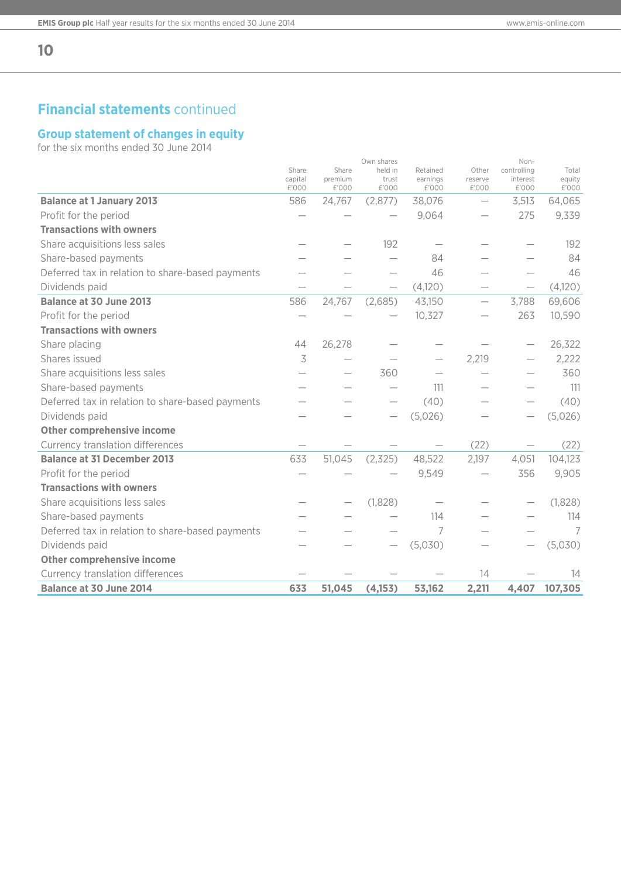## Financial statements continued

### Group statement of changes in equity

for the six months ended 30 June 2014

| | Share capital £'000 | Share premium £'000 | Own shares held in trust £'000 | Retained earnings £'000 | Other reserve £'000 | Non-controlling interest £'000 | Total equity £'000 |
|---|---|---|---|---|---|---|---|
| **Balance at 1 January 2013** | 586 | 24,767 | (2,877) | 38,076 | — | 3,513 | 64,065 |
| Profit for the period | — | — | — | 9,064 | — | 275 | 9,339 |
| **Transactions with owners** | | | | | | | |
| Share acquisitions less sales | — | — | 192 | — | — | — | 192 |
| Share-based payments | — | — | — | 84 | — | — | 84 |
| Deferred tax in relation to share-based payments | — | — | — | 46 | — | — | 46 |
| Dividends paid | — | — | — | (4,120) | — | — | (4,120) |
| **Balance at 30 June 2013** | 586 | 24,767 | (2,685) | 43,150 | — | 3,788 | 69,606 |
| Profit for the period | — | — | — | 10,327 | — | 263 | 10,590 |
| **Transactions with owners** | | | | | | | |
| Share placing | 44 | 26,278 | — | — | — | — | 26,322 |
| Shares issued | 3 | — | — | — | 2,219 | — | 2,222 |
| Share acquisitions less sales | — | — | 360 | — | — | — | 360 |
| Share-based payments | — | — | — | 111 | — | — | 111 |
| Deferred tax in relation to share-based payments | — | — | — | (40) | — | — | (40) |
| Dividends paid | — | — | — | (5,026) | — | — | (5,026) |
| **Other comprehensive income** | | | | | | | |
| Currency translation differences | — | — | — | — | (22) | — | (22) |
| **Balance at 31 December 2013** | 633 | 51,045 | (2,325) | 48,522 | 2,197 | 4,051 | 104,123 |
| Profit for the period | — | — | — | 9,549 | — | 356 | 9,905 |
| **Transactions with owners** | | | | | | | |
| Share acquisitions less sales | — | — | (1,828) | — | — | — | (1,828) |
| Share-based payments | — | — | — | 114 | — | — | 114 |
| Deferred tax in relation to share-based payments | — | — | — | 7 | — | — | 7 |
| Dividends paid | — | — | — | (5,030) | — | — | (5,030) |
| **Other comprehensive income** | | | | | | | |
| Currency translation differences | — | — | — | — | 14 | — | 14 |
| **Balance at 30 June 2014** | **633** | **51,045** | **(4,153)** | **53,162** | **2,211** | **4,407** | **107,305** |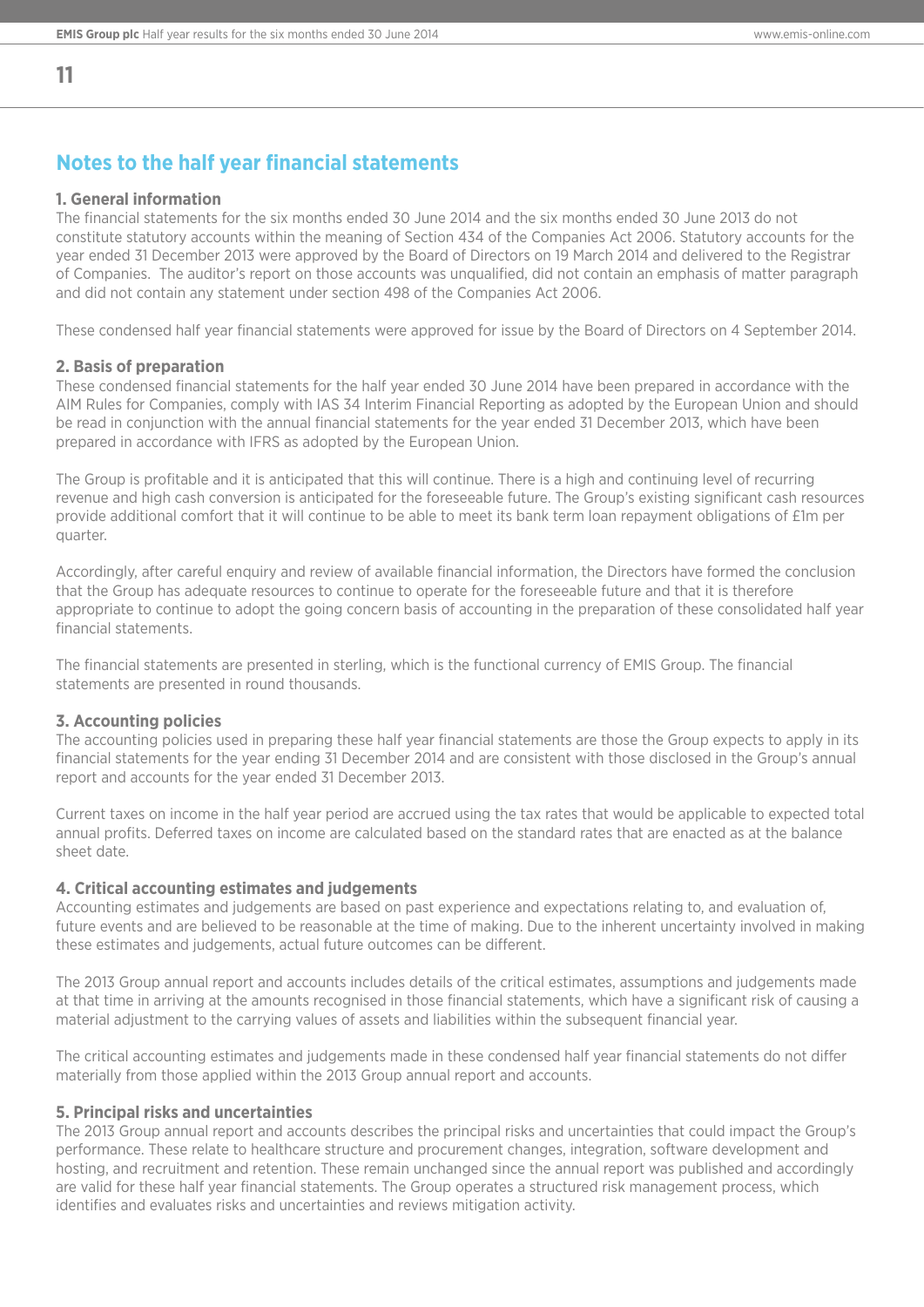## Notes to the half year financial statements

### 1. General information

The financial statements for the six months ended 30 June 2014 and the six months ended 30 June 2013 do not constitute statutory accounts within the meaning of Section 434 of the Companies Act 2006. Statutory accounts for the year ended 31 December 2013 were approved by the Board of Directors on 19 March 2014 and delivered to the Registrar of Companies. The auditor's report on those accounts was unqualified, did not contain an emphasis of matter paragraph and did not contain any statement under section 498 of the Companies Act 2006.

These condensed half year financial statements were approved for issue by the Board of Directors on 4 September 2014.

### 2. Basis of preparation

These condensed financial statements for the half year ended 30 June 2014 have been prepared in accordance with the AIM Rules for Companies, comply with IAS 34 Interim Financial Reporting as adopted by the European Union and should be read in conjunction with the annual financial statements for the year ended 31 December 2013, which have been prepared in accordance with IFRS as adopted by the European Union.

The Group is profitable and it is anticipated that this will continue. There is a high and continuing level of recurring revenue and high cash conversion is anticipated for the foreseeable future. The Group's existing significant cash resources provide additional comfort that it will continue to be able to meet its bank term loan repayment obligations of £1m per quarter.

Accordingly, after careful enquiry and review of available financial information, the Directors have formed the conclusion that the Group has adequate resources to continue to operate for the foreseeable future and that it is therefore appropriate to continue to adopt the going concern basis of accounting in the preparation of these consolidated half year financial statements.

The financial statements are presented in sterling, which is the functional currency of EMIS Group. The financial statements are presented in round thousands.

### 3. Accounting policies

The accounting policies used in preparing these half year financial statements are those the Group expects to apply in its financial statements for the year ending 31 December 2014 and are consistent with those disclosed in the Group's annual report and accounts for the year ended 31 December 2013.

Current taxes on income in the half year period are accrued using the tax rates that would be applicable to expected total annual profits. Deferred taxes on income are calculated based on the standard rates that are enacted as at the balance sheet date.

### 4. Critical accounting estimates and judgements

Accounting estimates and judgements are based on past experience and expectations relating to, and evaluation of, future events and are believed to be reasonable at the time of making. Due to the inherent uncertainty involved in making these estimates and judgements, actual future outcomes can be different.

The 2013 Group annual report and accounts includes details of the critical estimates, assumptions and judgements made at that time in arriving at the amounts recognised in those financial statements, which have a significant risk of causing a material adjustment to the carrying values of assets and liabilities within the subsequent financial year.

The critical accounting estimates and judgements made in these condensed half year financial statements do not differ materially from those applied within the 2013 Group annual report and accounts.

### 5. Principal risks and uncertainties

The 2013 Group annual report and accounts describes the principal risks and uncertainties that could impact the Group's performance. These relate to healthcare structure and procurement changes, integration, software development and hosting, and recruitment and retention. These remain unchanged since the annual report was published and accordingly are valid for these half year financial statements. The Group operates a structured risk management process, which identifies and evaluates risks and uncertainties and reviews mitigation activity.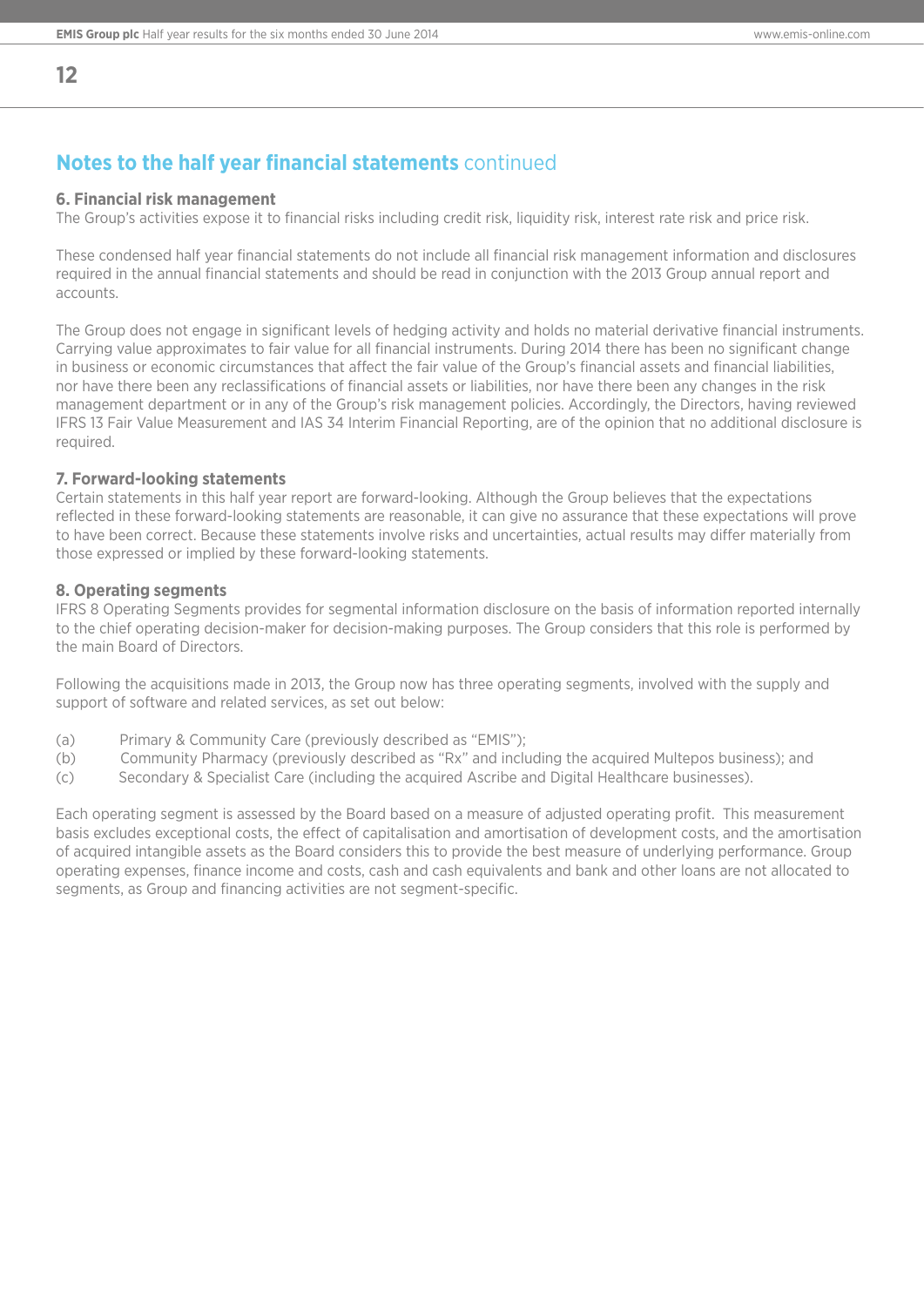## Notes to the half year financial statements continued

### 6. Financial risk management

The Group's activities expose it to financial risks including credit risk, liquidity risk, interest rate risk and price risk.

These condensed half year financial statements do not include all financial risk management information and disclosures required in the annual financial statements and should be read in conjunction with the 2013 Group annual report and accounts.

The Group does not engage in significant levels of hedging activity and holds no material derivative financial instruments. Carrying value approximates to fair value for all financial instruments. During 2014 there has been no significant change in business or economic circumstances that affect the fair value of the Group's financial assets and financial liabilities, nor have there been any reclassifications of financial assets or liabilities, nor have there been any changes in the risk management department or in any of the Group's risk management policies. Accordingly, the Directors, having reviewed IFRS 13 Fair Value Measurement and IAS 34 Interim Financial Reporting, are of the opinion that no additional disclosure is required.

### 7. Forward-looking statements

Certain statements in this half year report are forward-looking. Although the Group believes that the expectations reflected in these forward-looking statements are reasonable, it can give no assurance that these expectations will prove to have been correct. Because these statements involve risks and uncertainties, actual results may differ materially from those expressed or implied by these forward-looking statements.

### 8. Operating segments

IFRS 8 Operating Segments provides for segmental information disclosure on the basis of information reported internally to the chief operating decision-maker for decision-making purposes. The Group considers that this role is performed by the main Board of Directors.

Following the acquisitions made in 2013, the Group now has three operating segments, involved with the supply and support of software and related services, as set out below:

- (a) Primary & Community Care (previously described as "EMIS");
- (b) Community Pharmacy (previously described as "Rx" and including the acquired Multepos business); and
- (c) Secondary & Specialist Care (including the acquired Ascribe and Digital Healthcare businesses).

Each operating segment is assessed by the Board based on a measure of adjusted operating profit. This measurement basis excludes exceptional costs, the effect of capitalisation and amortisation of development costs, and the amortisation of acquired intangible assets as the Board considers this to provide the best measure of underlying performance. Group operating expenses, finance income and costs, cash and cash equivalents and bank and other loans are not allocated to segments, as Group and financing activities are not segment-specific.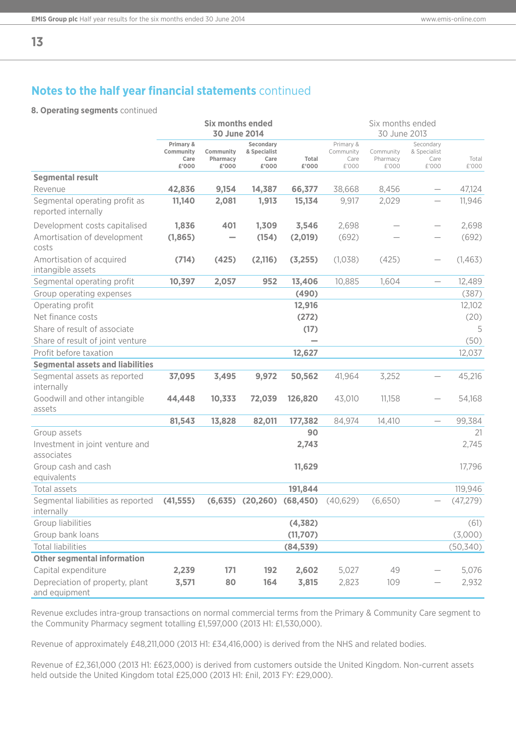## Notes to the half year financial statements continued

### 8. Operating segments continued

| | Six months ended 30 June 2014 | | | | Six months ended 30 June 2013 | | | |
|---|---|---|---|---|---|---|---|---|
| | Primary & Community Care £'000 | Community Pharmacy £'000 | Secondary & Specialist Care £'000 | Total £'000 | Primary & Community Care £'000 | Community Pharmacy £'000 | Secondary & Specialist Care £'000 | Total £'000 |
| **Segmental result** | | | | | | | | |
| Revenue | **42,836** | **9,154** | **14,387** | **66,377** | 38,668 | 8,456 | – | 47,124 |
| Segmental operating profit as reported internally | **11,140** | **2,081** | **1,913** | **15,134** | 9,917 | 2,029 | – | 11,946 |
| Development costs capitalised | **1,836** | **401** | **1,309** | **3,546** | 2,698 | – | – | 2,698 |
| Amortisation of development costs | **(1,865)** | **–** | **(154)** | **(2,019)** | (692) | – | – | (692) |
| Amortisation of acquired intangible assets | **(714)** | **(425)** | **(2,116)** | **(3,255)** | (1,038) | (425) | – | (1,463) |
| Segmental operating profit | **10,397** | **2,057** | **952** | **13,406** | 10,885 | 1,604 | – | 12,489 |
| Group operating expenses | | | | **(490)** | | | | (387) |
| Operating profit | | | | **12,916** | | | | 12,102 |
| Net finance costs | | | | **(272)** | | | | (20) |
| Share of result of associate | | | | **(17)** | | | | 5 |
| Share of result of joint venture | | | | **–** | | | | (50) |
| Profit before taxation | | | | **12,627** | | | | 12,037 |
| **Segmental assets and liabilities** | | | | | | | | |
| Segmental assets as reported internally | **37,095** | **3,495** | **9,972** | **50,562** | 41,964 | 3,252 | – | 45,216 |
| Goodwill and other intangible assets | **44,448** | **10,333** | **72,039** | **126,820** | 43,010 | 11,158 | – | 54,168 |
| | **81,543** | **13,828** | **82,011** | **177,382** | 84,974 | 14,410 | – | 99,384 |
| Group assets | | | | **90** | | | | 21 |
| Investment in joint venture and associates | | | | **2,743** | | | | 2,745 |
| Group cash and cash equivalents | | | | **11,629** | | | | 17,796 |
| Total assets | | | | **191,844** | | | | 119,946 |
| Segmental liabilities as reported internally | **(41,555)** | **(6,635)** | **(20,260)** | **(68,450)** | (40,629) | (6,650) | – | (47,279) |
| Group liabilities | | | | **(4,382)** | | | | (61) |
| Group bank loans | | | | **(11,707)** | | | | (3,000) |
| Total liabilities | | | | **(84,539)** | | | | (50,340) |
| **Other segmental information** | | | | | | | | |
| Capital expenditure | **2,239** | **171** | **192** | **2,602** | 5,027 | 49 | – | 5,076 |
| Depreciation of property, plant and equipment | **3,571** | **80** | **164** | **3,815** | 2,823 | 109 | – | 2,932 |

Revenue excludes intra-group transactions on normal commercial terms from the Primary & Community Care segment to the Community Pharmacy segment totalling £1,597,000 (2013 H1: £1,530,000).

Revenue of approximately £48,211,000 (2013 H1: £34,416,000) is derived from the NHS and related bodies.

Revenue of £2,361,000 (2013 H1: £623,000) is derived from customers outside the United Kingdom. Non-current assets held outside the United Kingdom total £25,000 (2013 H1: £nil, 2013 FY: £29,000).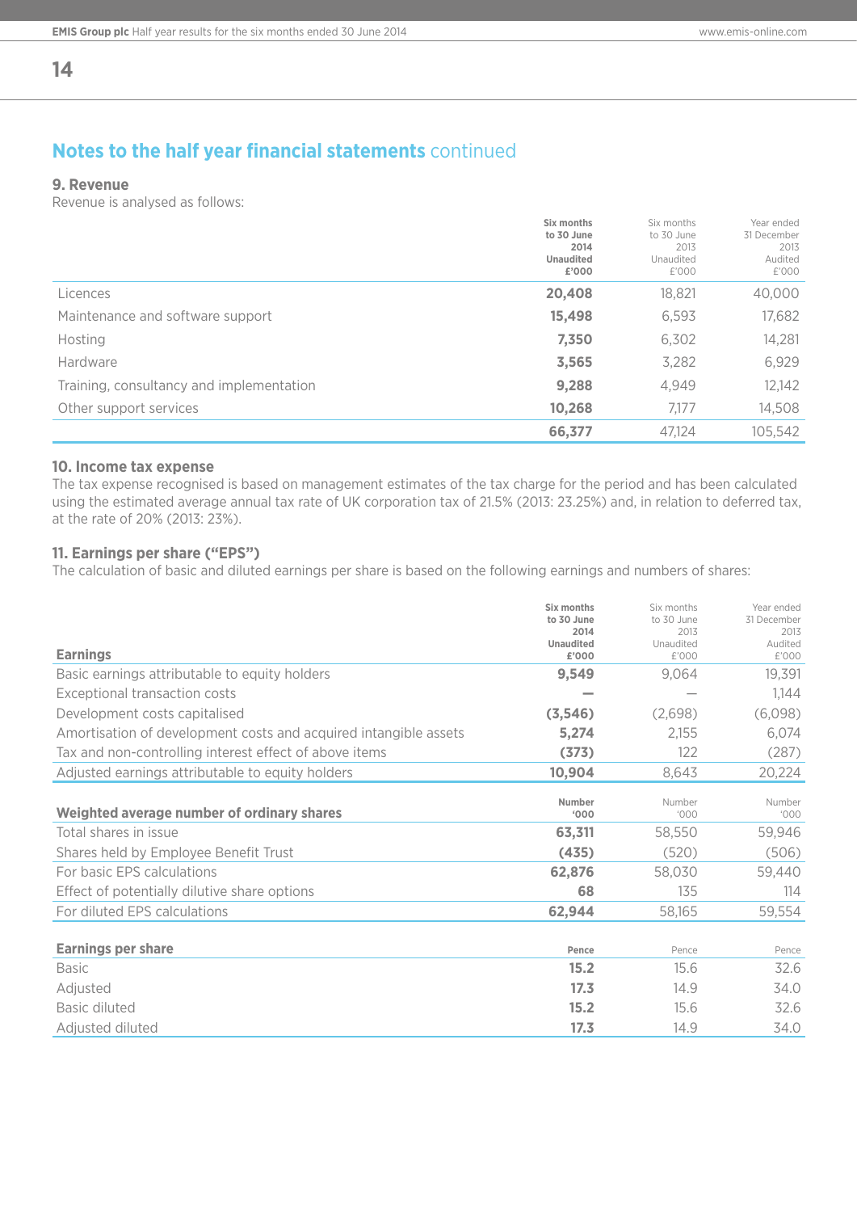## Notes to the half year financial statements continued

### 9. Revenue

Revenue is analysed as follows:

| | **Six months to 30 June 2014 Unaudited £'000** | Six months to 30 June 2013 Unaudited £'000 | Year ended 31 December 2013 Audited £'000 |
|---|---|---|---|
| Licences | **20,408** | 18,821 | 40,000 |
| Maintenance and software support | **15,498** | 6,593 | 17,682 |
| Hosting | **7,350** | 6,302 | 14,281 |
| Hardware | **3,565** | 3,282 | 6,929 |
| Training, consultancy and implementation | **9,288** | 4,949 | 12,142 |
| Other support services | **10,268** | 7,177 | 14,508 |
| | **66,377** | 47,124 | 105,542 |

### 10. Income tax expense

The tax expense recognised is based on management estimates of the tax charge for the period and has been calculated using the estimated average annual tax rate of UK corporation tax of 21.5% (2013: 23.25%) and, in relation to deferred tax, at the rate of 20% (2013: 23%).

### 11. Earnings per share ("EPS")

The calculation of basic and diluted earnings per share is based on the following earnings and numbers of shares:

| **Earnings** | **Six months to 30 June 2014 Unaudited £'000** | Six months to 30 June 2013 Unaudited £'000 | Year ended 31 December 2013 Audited £'000 |
|---|---|---|---|
| Basic earnings attributable to equity holders | **9,549** | 9,064 | 19,391 |
| Exceptional transaction costs | **–** | – | 1,144 |
| Development costs capitalised | **(3,546)** | (2,698) | (6,098) |
| Amortisation of development costs and acquired intangible assets | **5,274** | 2,155 | 6,074 |
| Tax and non-controlling interest effect of above items | **(373)** | 122 | (287) |
| Adjusted earnings attributable to equity holders | **10,904** | 8,643 | 20,224 |
| **Weighted average number of ordinary shares** | **Number '000** | Number '000 | Number '000 |
| Total shares in issue | **63,311** | 58,550 | 59,946 |
| Shares held by Employee Benefit Trust | **(435)** | (520) | (506) |
| For basic EPS calculations | **62,876** | 58,030 | 59,440 |
| Effect of potentially dilutive share options | **68** | 135 | 114 |
| For diluted EPS calculations | **62,944** | 58,165 | 59,554 |
| **Earnings per share** | **Pence** | Pence | Pence |
| Basic | **15.2** | 15.6 | 32.6 |
| Adjusted | **17.3** | 14.9 | 34.0 |
| Basic diluted | **15.2** | 15.6 | 32.6 |
| Adjusted diluted | **17.3** | 14.9 | 34.0 |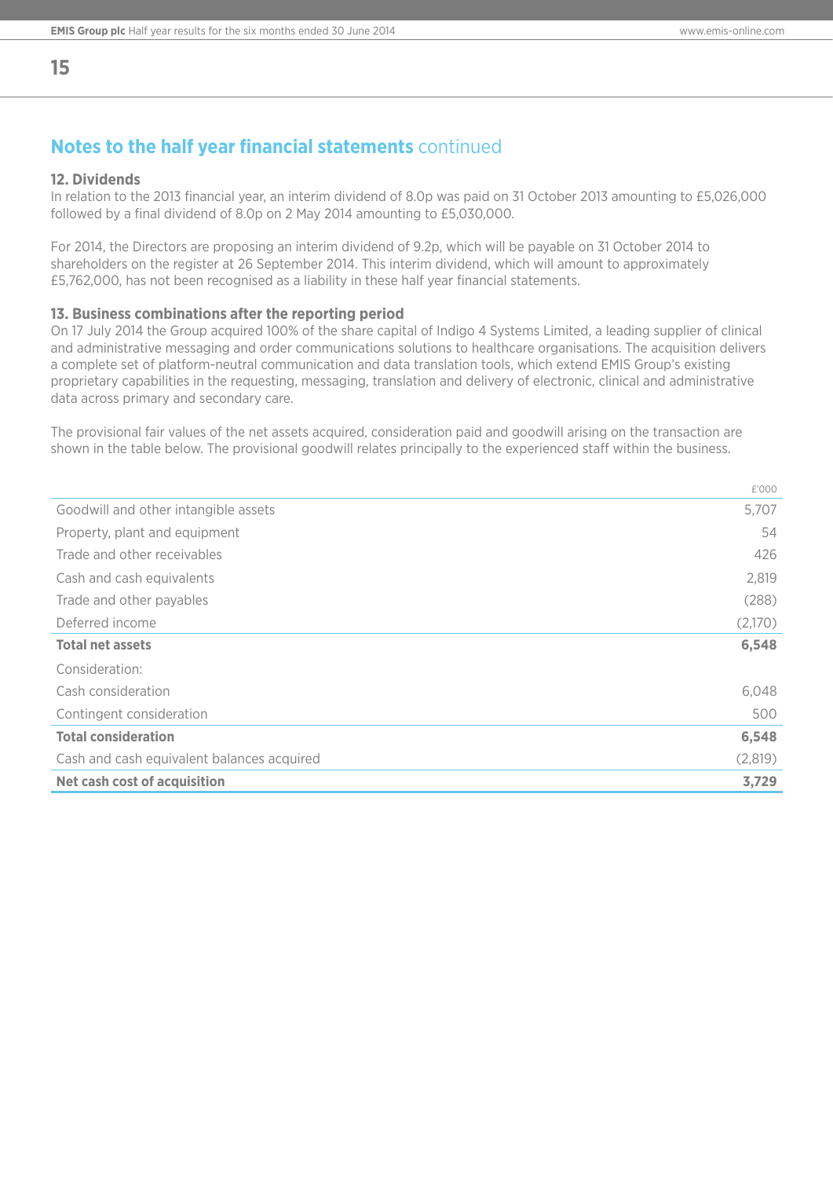## Notes to the half year financial statements continued

### 12. Dividends

In relation to the 2013 financial year, an interim dividend of 8.0p was paid on 31 October 2013 amounting to £5,026,000 followed by a final dividend of 8.0p on 2 May 2014 amounting to £5,030,000.

For 2014, the Directors are proposing an interim dividend of 9.2p, which will be payable on 31 October 2014 to shareholders on the register at 26 September 2014. This interim dividend, which will amount to approximately £5,762,000, has not been recognised as a liability in these half year financial statements.

### 13. Business combinations after the reporting period

On 17 July 2014 the Group acquired 100% of the share capital of Indigo 4 Systems Limited, a leading supplier of clinical and administrative messaging and order communications solutions to healthcare organisations. The acquisition delivers a complete set of platform-neutral communication and data translation tools, which extend EMIS Group's existing proprietary capabilities in the requesting, messaging, translation and delivery of electronic, clinical and administrative data across primary and secondary care.

The provisional fair values of the net assets acquired, consideration paid and goodwill arising on the transaction are shown in the table below. The provisional goodwill relates principally to the experienced staff within the business.

| | £'000 |
|---|---|
| Goodwill and other intangible assets | 5,707 |
| Property, plant and equipment | 54 |
| Trade and other receivables | 426 |
| Cash and cash equivalents | 2,819 |
| Trade and other payables | (288) |
| Deferred income | (2,170) |
| **Total net assets** | **6,548** |
| Consideration: | |
| Cash consideration | 6,048 |
| Contingent consideration | 500 |
| **Total consideration** | **6,548** |
| Cash and cash equivalent balances acquired | (2,819) |
| **Net cash cost of acquisition** | **3,729** |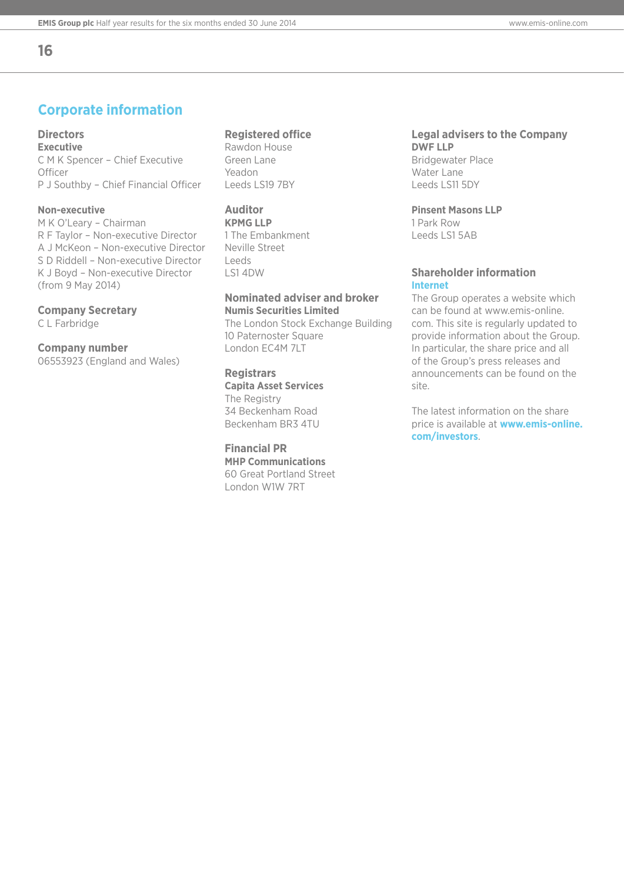# Corporate information

## Directors

### Executive

C M K Spencer – Chief Executive Officer
P J Southby – Chief Financial Officer

### Non-executive

M K O'Leary – Chairman
R F Taylor – Non-executive Director
A J McKeon – Non-executive Director
S D Riddell – Non-executive Director
K J Boyd – Non-executive Director (from 9 May 2014)

## Company Secretary

C L Farbridge

## Company number

06553923 (England and Wales)

## Registered office

Rawdon House
Green Lane
Yeadon
Leeds LS19 7BY

## Auditor

**KPMG LLP**
1 The Embankment
Neville Street
Leeds
LS1 4DW

## Nominated adviser and broker

**Numis Securities Limited**
The London Stock Exchange Building
10 Paternoster Square
London EC4M 7LT

## Registrars

**Capita Asset Services**
The Registry
34 Beckenham Road
Beckenham BR3 4TU

## Financial PR

**MHP Communications**
60 Great Portland Street
London W1W 7RT

## Legal advisers to the Company

**DWF LLP**
Bridgewater Place
Water Lane
Leeds LS11 5DY

**Pinsent Masons LLP**
1 Park Row
Leeds LS1 5AB

## Shareholder information

### Internet

The Group operates a website which can be found at www.emis-online.com. This site is regularly updated to provide information about the Group. In particular, the share price and all of the Group's press releases and announcements can be found on the site.

The latest information on the share price is available at **www.emis-online.com/investors**.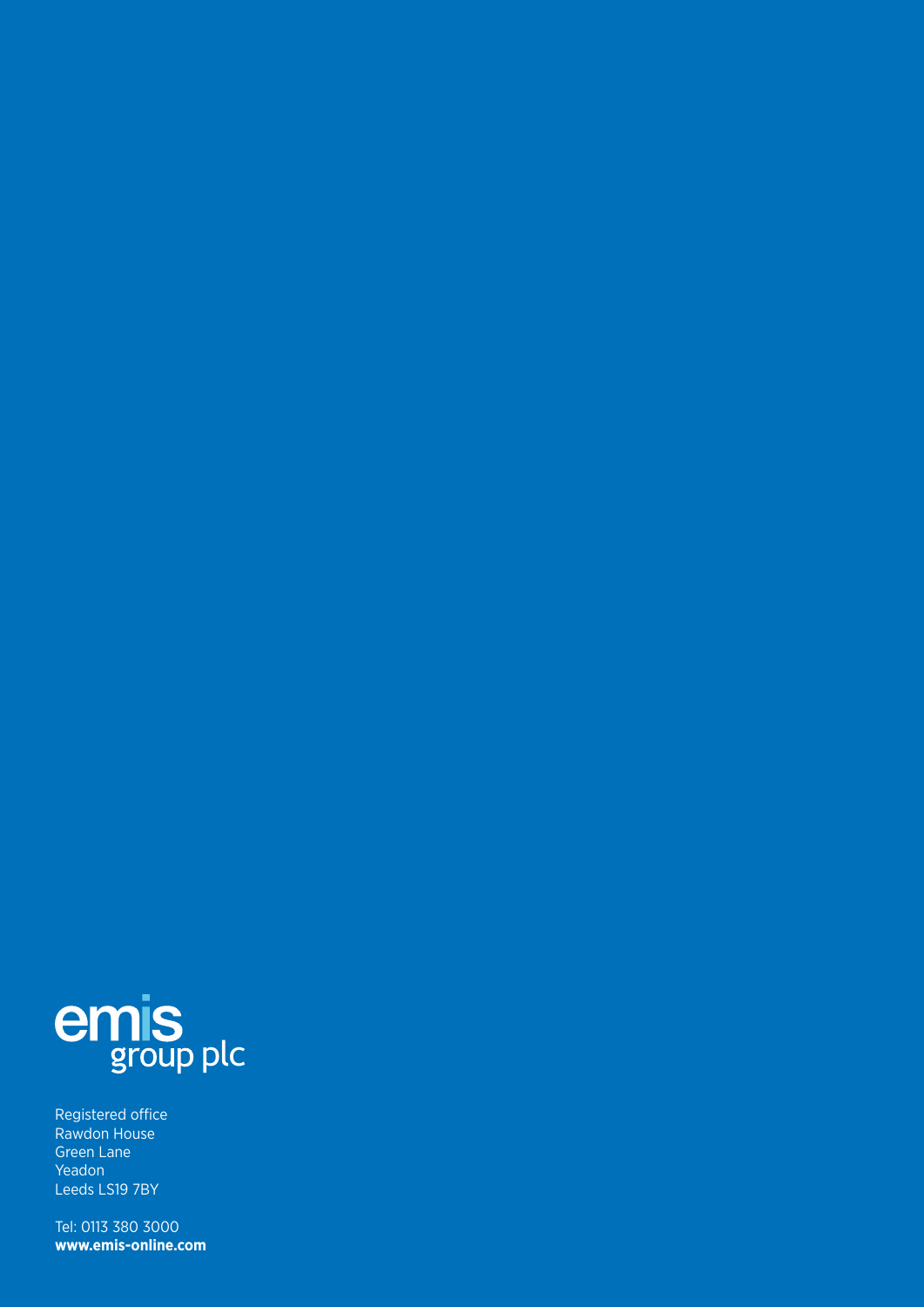emis group plc

Registered office
Rawdon House
Green Lane
Yeadon
Leeds LS19 7BY

Tel: 0113 380 3000
**www.emis-online.com**